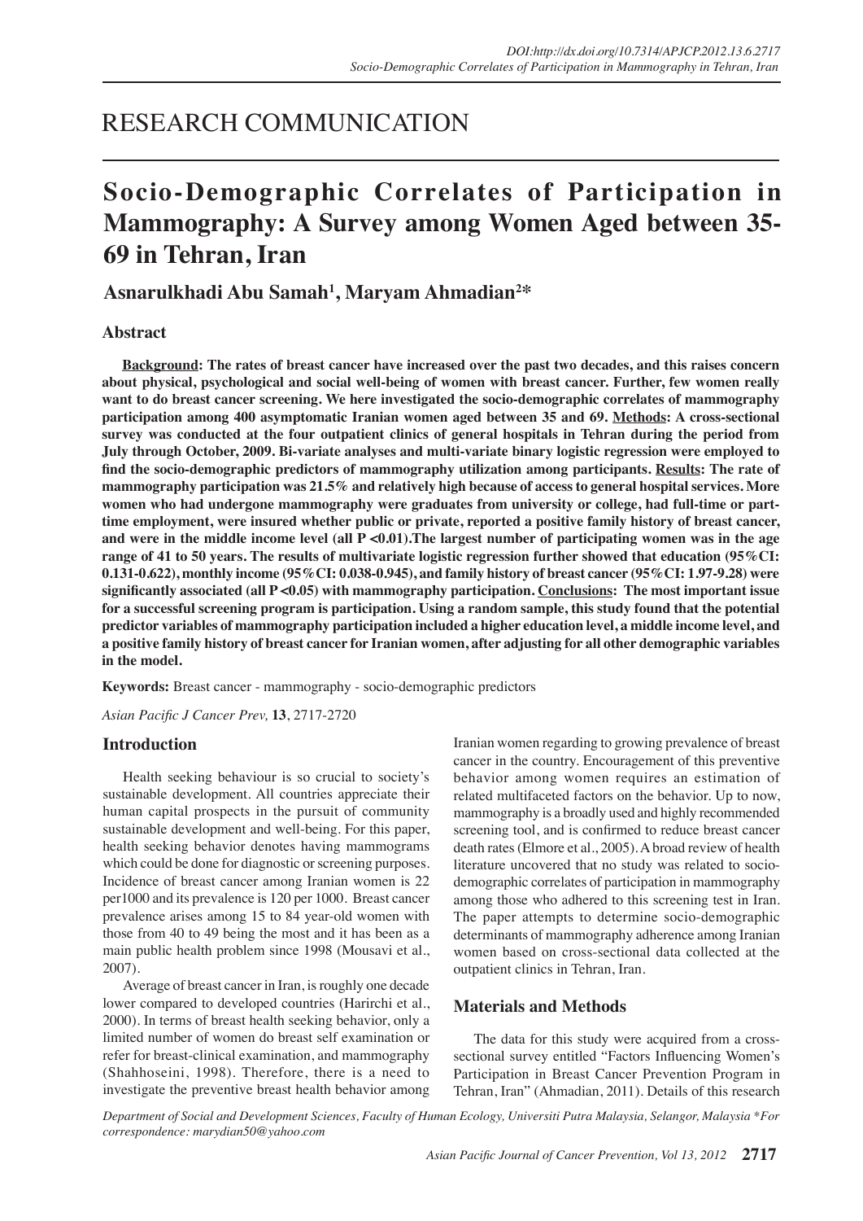# RESEARCH COMMUNICATION

# Socio-Demographic Correlates of Participation in Mammography: A Survey among Women Aged between 35-69 in Tehran, Iran

**Asnarulkhadi Abu Samah[1], Maryam Ahmadian[2]***

## Abstract

**Background: The rates of breast cancer have increased over the past two decades, and this raises concern about physical, psychological and social well-being of women with breast cancer. Further, few women really want to do breast cancer screening. We here investigated the socio-demographic correlates of mammography participation among 400 asymptomatic Iranian women aged between 35 and 69. Methods: A cross-sectional survey was conducted at the four outpatient clinics of general hospitals in Tehran during the period from July through October, 2009. Bi-variate analyses and multi-variate binary logistic regression were employed to find the socio-demographic predictors of mammography utilization among participants. Results: The rate of mammography participation was 21.5% and relatively high because of access to general hospital services. More women who had undergone mammography were graduates from university or college, had full-time or part-time employment, were insured whether public or private, reported a positive family history of breast cancer, and were in the middle income level (all P <0.01).The largest number of participating women was in the age range of 41 to 50 years. The results of multivariate logistic regression further showed that education (95%CI: 0.131-0.622), monthly income (95%CI: 0.038-0.945), and family history of breast cancer (95%CI: 1.97-9.28) were significantly associated (all P <0.05) with mammography participation. Conclusions: The most important issue for a successful screening program is participation. Using a random sample, this study found that the potential predictor variables of mammography participation included a higher education level, a middle income level, and a positive family history of breast cancer for Iranian women, after adjusting for all other demographic variables in the model.**

**Keywords:** Breast cancer - mammography - socio-demographic predictors

*Asian Pacific J Cancer Prev,* **13**, 2717-2720

## Introduction

Health seeking behaviour is so crucial to society's sustainable development. All countries appreciate their human capital prospects in the pursuit of community sustainable development and well-being. For this paper, health seeking behavior denotes having mammograms which could be done for diagnostic or screening purposes. Incidence of breast cancer among Iranian women is 22 per1000 and its prevalence is 120 per 1000. Breast cancer prevalence arises among 15 to 84 year-old women with those from 40 to 49 being the most and it has been as a main public health problem since 1998 (Mousavi et al., 2007).

Average of breast cancer in Iran, is roughly one decade lower compared to developed countries (Harirchi et al., 2000). In terms of breast health seeking behavior, only a limited number of women do breast self examination or refer for breast-clinical examination, and mammography (Shahhoseini, 1998). Therefore, there is a need to investigate the preventive breast health behavior among Iranian women regarding to growing prevalence of breast cancer in the country. Encouragement of this preventive behavior among women requires an estimation of related multifaceted factors on the behavior. Up to now, mammography is a broadly used and highly recommended screening tool, and is confirmed to reduce breast cancer death rates (Elmore et al., 2005). A broad review of health literature uncovered that no study was related to socio-demographic correlates of participation in mammography among those who adhered to this screening test in Iran. The paper attempts to determine socio-demographic determinants of mammography adherence among Iranian women based on cross-sectional data collected at the outpatient clinics in Tehran, Iran.

## Materials and Methods

The data for this study were acquired from a cross-sectional survey entitled "Factors Influencing Women's Participation in Breast Cancer Prevention Program in Tehran, Iran" (Ahmadian, 2011). Details of this research

*Department of Social and Development Sciences, Faculty of Human Ecology, Universiti Putra Malaysia, Selangor, Malaysia \*For correspondence: marydian50@yahoo.com*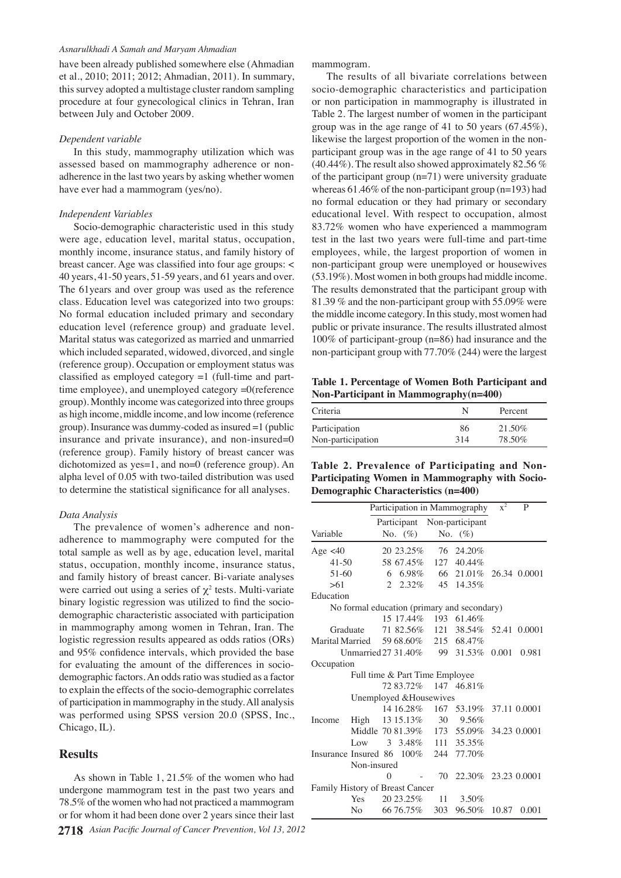have been already published somewhere else (Ahmadian et al., 2010; 2011; 2012; Ahmadian, 2011). In summary, this survey adopted a multistage cluster random sampling procedure at four gynecological clinics in Tehran, Iran between July and October 2009.

*Dependent variable*

In this study, mammography utilization which was assessed based on mammography adherence or non-adherence in the last two years by asking whether women have ever had a mammogram (yes/no).

*Independent Variables*

Socio-demographic characteristic used in this study were age, education level, marital status, occupation, monthly income, insurance status, and family history of breast cancer. Age was classified into four age groups: < 40 years, 41-50 years, 51-59 years, and 61 years and over. The 61years and over group was used as the reference class. Education level was categorized into two groups: No formal education included primary and secondary education level (reference group) and graduate level. Marital status was categorized as married and unmarried which included separated, widowed, divorced, and single (reference group). Occupation or employment status was classified as employed category =1 (full-time and part-time employee), and unemployed category =0(reference group). Monthly income was categorized into three groups as high income, middle income, and low income (reference group). Insurance was dummy-coded as insured =1 (public insurance and private insurance), and non-insured=0 (reference group). Family history of breast cancer was dichotomized as yes=1, and no=0 (reference group). An alpha level of 0.05 with two-tailed distribution was used to determine the statistical significance for all analyses.

*Data Analysis*

The prevalence of women's adherence and non-adherence to mammography were computed for the total sample as well as by age, education level, marital status, occupation, monthly income, insurance status, and family history of breast cancer. Bi-variate analyses were carried out using a series of $\chi^2$ tests. Multi-variate binary logistic regression was utilized to find the socio-demographic characteristic associated with participation in mammography among women in Tehran, Iran. The logistic regression results appeared as odds ratios (ORs) and 95% confidence intervals, which provided the base for evaluating the amount of the differences in socio-demographic factors. An odds ratio was studied as a factor to explain the effects of the socio-demographic correlates of participation in mammography in the study. All analysis was performed using SPSS version 20.0 (SPSS, Inc., Chicago, IL).

## Results

As shown in Table 1, 21.5% of the women who had undergone mammogram test in the past two years and 78.5% of the women who had not practiced a mammogram or for whom it had been done over 2 years since their last mammogram.

The results of all bivariate correlations between socio-demographic characteristics and participation or non participation in mammography is illustrated in Table 2. The largest number of women in the participant group was in the age range of 41 to 50 years (67.45%), likewise the largest proportion of the women in the non-participant group was in the age range of 41 to 50 years (40.44%). The result also showed approximately 82.56 % of the participant group (n=71) were university graduate whereas 61.46% of the non-participant group (n=193) had no formal education or they had primary or secondary educational level. With respect to occupation, almost 83.72% women who have experienced a mammogram test in the last two years were full-time and part-time employees, while, the largest proportion of women in non-participant group were unemployed or housewives (53.19%). Most women in both groups had middle income. The results demonstrated that the participant group with 81.39 % and the non-participant group with 55.09% were the middle income category. In this study, most women had public or private insurance. The results illustrated almost 100% of participant-group (n=86) had insurance and the non-participant group with 77.70% (244) were the largest

**Table 1. Percentage of Women Both Participant and Non-Participant in Mammography(n=400)**

| Criteria | N | Percent |
|---|---|---|
| Participation | 86 | 21.50% |
| Non-participation | 314 | 78.50% |

**Table 2. Prevalence of Participating and Non-Participating Women in Mammography with Socio-Demographic Characteristics (n=400)**

| Variable | | Participation in Mammography | | | | $x^2$ | P |
|---|---|---|---|---|---|---|---|
| | | Participant | | Non-participant | | | |
| | | No. | (%) | No. | (%) | | |
| Age | <40 | 20 | 23.25% | 76 | 24.20% | | |
| | 41-50 | 58 | 67.45% | 127 | 40.44% | | |
| | 51-60 | 6 | 6.98% | 66 | 21.01% | 26.34 | 0.0001 |
| | >61 | 2 | 2.32% | 45 | 14.35% | | |
| Education | No formal education (primary and secondary) | 15 | 17.44% | 193 | 61.46% | | |
| | Graduate | 71 | 82.56% | 121 | 38.54% | 52.41 | 0.0001 |
| Marital | Married | 59 | 68.60% | 215 | 68.47% | | |
| | Unmarried | 27 | 31.40% | 99 | 31.53% | 0.001 | 0.981 |
| Occupation | Full time & Part Time Employee | 72 | 83.72% | 147 | 46.81% | | |
| | Unemployed &Housewives | 14 | 16.28% | 167 | 53.19% | 37.11 | 0.0001 |
| Income | High | 13 | 15.13% | 30 | 9.56% | | |
| | Middle | 70 | 81.39% | 173 | 55.09% | 34.23 | 0.0001 |
| | Low | 3 | 3.48% | 111 | 35.35% | | |
| Insurance | Insured | 86 | 100% | 244 | 77.70% | | |
| | Non-insured | 0 | - | 70 | 22.30% | 23.23 | 0.0001 |
| Family History of Breast Cancer | Yes | 20 | 23.25% | 11 | 3.50% | | |
| | No | 66 | 76.75% | 303 | 96.50% | 10.87 | 0.001 |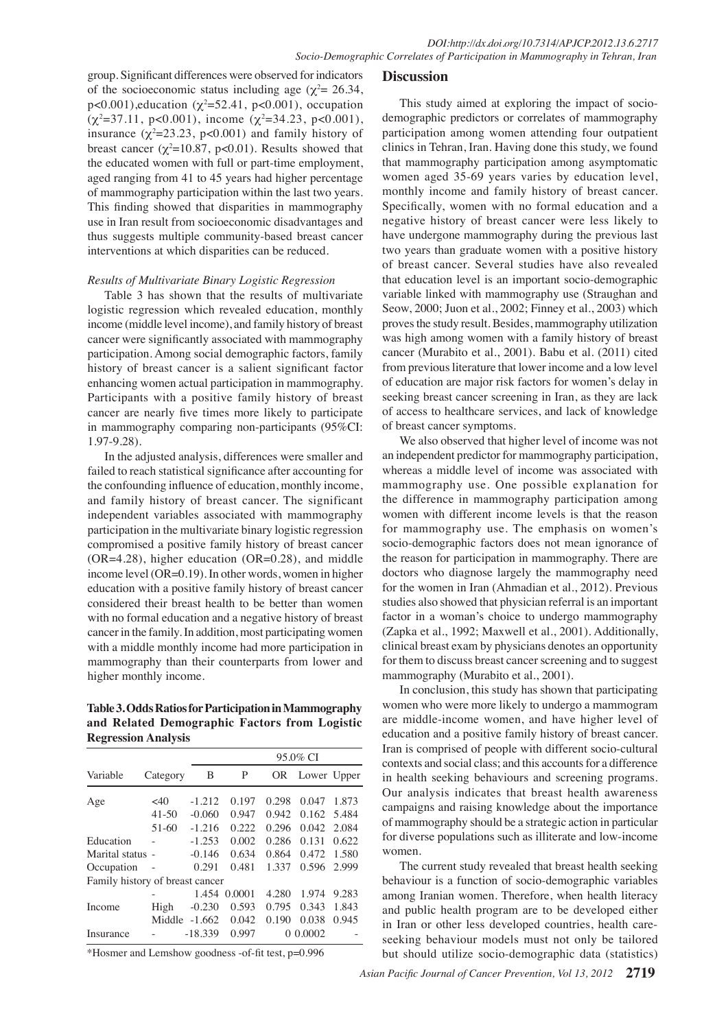group. Significant differences were observed for indicators of the socioeconomic status including age ($\chi^2$= 26.34, p<0.001),education ($\chi^2$=52.41, p<0.001), occupation ($\chi^2$=37.11, p<0.001), income ($\chi^2$=34.23, p<0.001), insurance ($\chi^2$=23.23, p<0.001) and family history of breast cancer ($\chi^2$=10.87, p<0.01). Results showed that the educated women with full or part-time employment, aged ranging from 41 to 45 years had higher percentage of mammography participation within the last two years. This finding showed that disparities in mammography use in Iran result from socioeconomic disadvantages and thus suggests multiple community-based breast cancer interventions at which disparities can be reduced.

### *Results of Multivariate Binary Logistic Regression*

Table 3 has shown that the results of multivariate logistic regression which revealed education, monthly income (middle level income), and family history of breast cancer were significantly associated with mammography participation. Among social demographic factors, family history of breast cancer is a salient significant factor enhancing women actual participation in mammography. Participants with a positive family history of breast cancer are nearly five times more likely to participate in mammography comparing non-participants (95%CI: 1.97-9.28).

In the adjusted analysis, differences were smaller and failed to reach statistical significance after accounting for the confounding influence of education, monthly income, and family history of breast cancer. The significant independent variables associated with mammography participation in the multivariate binary logistic regression compromised a positive family history of breast cancer (OR=4.28), higher education (OR=0.28), and middle income level (OR=0.19). In other words, women in higher education with a positive family history of breast cancer considered their breast health to be better than women with no formal education and a negative history of breast cancer in the family. In addition, most participating women with a middle monthly income had more participation in mammography than their counterparts from lower and higher monthly income.

**Table 3. Odds Ratios for Participation in Mammography and Related Demographic Factors from Logistic Regression Analysis**

| Variable | Category | B | P | OR | 95.0% CI Lower | 95.0% CI Upper |
|---|---|---|---|---|---|---|
| Age | <40 | -1.212 | 0.197 | 0.298 | 0.047 | 1.873 |
| | 41-50 | -0.060 | 0.947 | 0.942 | 0.162 | 5.484 |
| | 51-60 | -1.216 | 0.222 | 0.296 | 0.042 | 2.084 |
| Education | - | -1.253 | 0.002 | 0.286 | 0.131 | 0.622 |
| Marital status | - | -0.146 | 0.634 | 0.864 | 0.472 | 1.580 |
| Occupation | - | 0.291 | 0.481 | 1.337 | 0.596 | 2.999 |
| Family history of breast cancer | - | 1.454 | 0.0001 | 4.280 | 1.974 | 9.283 |
| Income | High | -0.230 | 0.593 | 0.795 | 0.343 | 1.843 |
| | Middle | -1.662 | 0.042 | 0.190 | 0.038 | 0.945 |
| Insurance | - | -18.339 | 0.997 | 0 | 0.0002 | - |

*Hosmer and Lemshow goodness -of-fit test, p=0.996

## Discussion

This study aimed at exploring the impact of socio-demographic predictors or correlates of mammography participation among women attending four outpatient clinics in Tehran, Iran. Having done this study, we found that mammography participation among asymptomatic women aged 35-69 years varies by education level, monthly income and family history of breast cancer. Specifically, women with no formal education and a negative history of breast cancer were less likely to have undergone mammography during the previous last two years than graduate women with a positive history of breast cancer. Several studies have also revealed that education level is an important socio-demographic variable linked with mammography use (Straughan and Seow, 2000; Juon et al., 2002; Finney et al., 2003) which proves the study result. Besides, mammography utilization was high among women with a family history of breast cancer (Murabito et al., 2001). Babu et al. (2011) cited from previous literature that lower income and a low level of education are major risk factors for women's delay in seeking breast cancer screening in Iran, as they are lack of access to healthcare services, and lack of knowledge of breast cancer symptoms.

We also observed that higher level of income was not an independent predictor for mammography participation, whereas a middle level of income was associated with mammography use. One possible explanation for the difference in mammography participation among women with different income levels is that the reason for mammography use. The emphasis on women's socio-demographic factors does not mean ignorance of the reason for participation in mammography. There are doctors who diagnose largely the mammography need for the women in Iran (Ahmadian et al., 2012). Previous studies also showed that physician referral is an important factor in a woman's choice to undergo mammography (Zapka et al., 1992; Maxwell et al., 2001). Additionally, clinical breast exam by physicians denotes an opportunity for them to discuss breast cancer screening and to suggest mammography (Murabito et al., 2001).

In conclusion, this study has shown that participating women who were more likely to undergo a mammogram are middle-income women, and have higher level of education and a positive family history of breast cancer. Iran is comprised of people with different socio-cultural contexts and social class; and this accounts for a difference in health seeking behaviours and screening programs. Our analysis indicates that breast health awareness campaigns and raising knowledge about the importance of mammography should be a strategic action in particular for diverse populations such as illiterate and low-income women.

The current study revealed that breast health seeking behaviour is a function of socio-demographic variables among Iranian women. Therefore, when health literacy and public health program are to be developed either in Iran or other less developed countries, health care-seeking behaviour models must not only be tailored but should utilize socio-demographic data (statistics)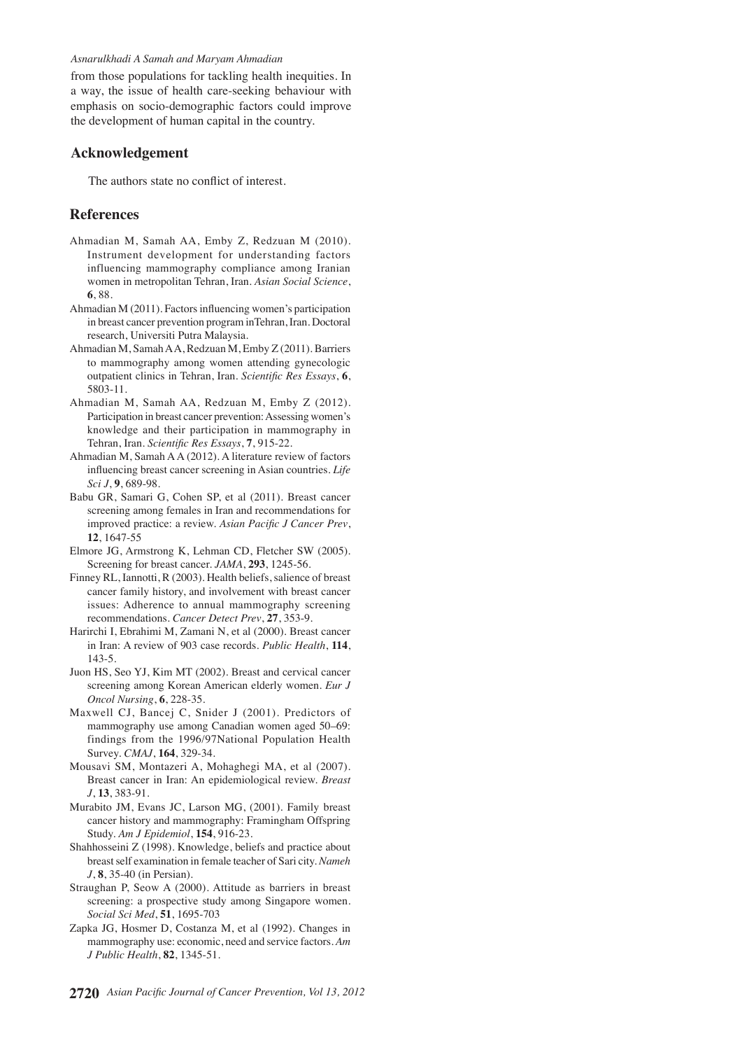from those populations for tackling health inequities. In a way, the issue of health care-seeking behaviour with emphasis on socio-demographic factors could improve the development of human capital in the country.

## Acknowledgement

The authors state no conflict of interest.

## References

Ahmadian M, Samah AA, Emby Z, Redzuan M (2010). Instrument development for understanding factors influencing mammography compliance among Iranian women in metropolitan Tehran, Iran. *Asian Social Science*, **6**, 88.

Ahmadian M (2011). Factors influencing women's participation in breast cancer prevention program inTehran, Iran. Doctoral research, Universiti Putra Malaysia.

Ahmadian M, Samah AA, Redzuan M, Emby Z (2011). Barriers to mammography among women attending gynecologic outpatient clinics in Tehran, Iran. *Scientific Res Essays*, **6**, 5803-11.

Ahmadian M, Samah AA, Redzuan M, Emby Z (2012). Participation in breast cancer prevention: Assessing women's knowledge and their participation in mammography in Tehran, Iran. *Scientific Res Essays*, **7**, 915-22.

Ahmadian M, Samah A A (2012). A literature review of factors influencing breast cancer screening in Asian countries. *Life Sci J*, **9**, 689-98.

Babu GR, Samari G, Cohen SP, et al (2011). Breast cancer screening among females in Iran and recommendations for improved practice: a review. *Asian Pacific J Cancer Prev*, **12**, 1647-55

Elmore JG, Armstrong K, Lehman CD, Fletcher SW (2005). Screening for breast cancer. *JAMA*, **293**, 1245-56.

Finney RL, Iannotti, R (2003). Health beliefs, salience of breast cancer family history, and involvement with breast cancer issues: Adherence to annual mammography screening recommendations. *Cancer Detect Prev*, **27**, 353-9.

Harirchi I, Ebrahimi M, Zamani N, et al (2000). Breast cancer in Iran: A review of 903 case records. *Public Health*, **114**, 143-5.

Juon HS, Seo YJ, Kim MT (2002). Breast and cervical cancer screening among Korean American elderly women. *Eur J Oncol Nursing*, **6**, 228-35.

Maxwell CJ, Bancej C, Snider J (2001). Predictors of mammography use among Canadian women aged 50–69: findings from the 1996/97National Population Health Survey. *CMAJ*, **164**, 329-34.

Mousavi SM, Montazeri A, Mohaghegi MA, et al (2007). Breast cancer in Iran: An epidemiological review. *Breast J*, **13**, 383-91.

Murabito JM, Evans JC, Larson MG, (2001). Family breast cancer history and mammography: Framingham Offspring Study. *Am J Epidemiol*, **154**, 916-23.

Shahhosseini Z (1998). Knowledge, beliefs and practice about breast self examination in female teacher of Sari city. *Nameh J*, **8**, 35-40 (in Persian).

Straughan P, Seow A (2000). Attitude as barriers in breast screening: a prospective study among Singapore women. *Social Sci Med*, **51**, 1695-703

Zapka JG, Hosmer D, Costanza M, et al (1992). Changes in mammography use: economic, need and service factors. *Am J Public Health*, **82**, 1345-51.